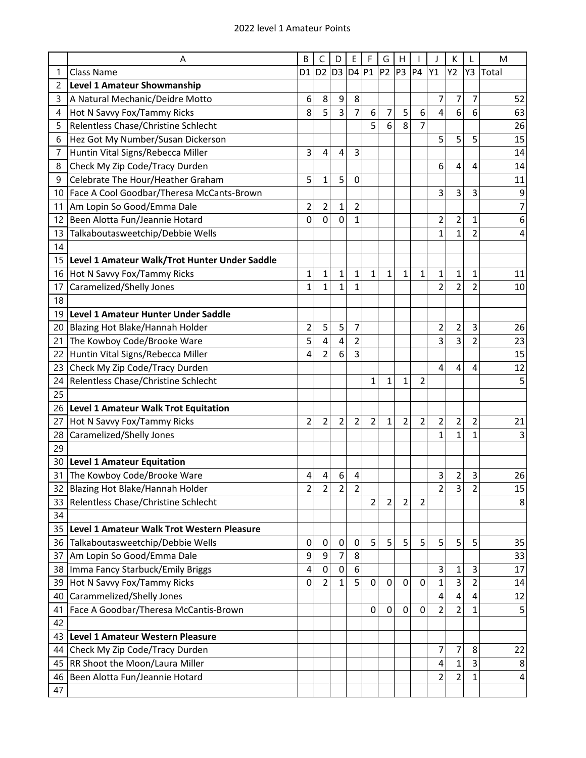# 2022 level 1 Amateur Points

| | A | B | C | D | E | F | G | H | I | J | K | L | M |
|---|---|---|---|---|---|---|---|---|---|---|---|---|---|
| 1 | Class Name | D1 | D2 | D3 | D4 | P1 | P2 | P3 | P4 | Y1 | Y2 | Y3 | Total |
| 2 | **Level 1 Amateur Showmanship** | | | | | | | | | | | | |
| 3 | A Natural Mechanic/Deidre Motto | 6 | 8 | 9 | 8 | | | | | 7 | 7 | 7 | 52 |
| 4 | Hot N Savvy Fox/Tammy Ricks | 8 | 5 | 3 | 7 | 6 | 7 | 5 | 6 | 4 | 6 | 6 | 63 |
| 5 | Relentless Chase/Christine Schlecht | | | | | 5 | 6 | 8 | 7 | | | | 26 |
| 6 | Hez Got My Number/Susan Dickerson | | | | | | | | | 5 | 5 | 5 | 15 |
| 7 | Huntin Vital Signs/Rebecca Miller | 3 | 4 | 4 | 3 | | | | | | | | 14 |
| 8 | Check My Zip Code/Tracy Durden | | | | | | | | | 6 | 4 | 4 | 14 |
| 9 | Celebrate The Hour/Heather Graham | 5 | 1 | 5 | 0 | | | | | | | | 11 |
| 10 | Face A Cool Goodbar/Theresa McCants-Brown | | | | | | | | | 3 | 3 | 3 | 9 |
| 11 | Am Lopin So Good/Emma Dale | 2 | 2 | 1 | 2 | | | | | | | | 7 |
| 12 | Been Alotta Fun/Jeannie Hotard | 0 | 0 | 0 | 1 | | | | | 2 | 2 | 1 | 6 |
| 13 | Talkaboutasweetchip/Debbie Wells | | | | | | | | | 1 | 1 | 2 | 4 |
| 14 | | | | | | | | | | | | | |
| 15 | **Level 1 Amateur Walk/Trot Hunter Under Saddle** | | | | | | | | | | | | |
| 16 | Hot N Savvy Fox/Tammy Ricks | 1 | 1 | 1 | 1 | 1 | 1 | 1 | 1 | 1 | 1 | 1 | 11 |
| 17 | Caramelized/Shelly Jones | 1 | 1 | 1 | 1 | | | | | 2 | 2 | 2 | 10 |
| 18 | | | | | | | | | | | | | |
| 19 | **Level 1 Amateur Hunter Under Saddle** | | | | | | | | | | | | |
| 20 | Blazing Hot Blake/Hannah Holder | 2 | 5 | 5 | 7 | | | | | 2 | 2 | 3 | 26 |
| 21 | The Kowboy Code/Brooke Ware | 5 | 4 | 4 | 2 | | | | | 3 | 3 | 2 | 23 |
| 22 | Huntin Vital Signs/Rebecca Miller | 4 | 2 | 6 | 3 | | | | | | | | 15 |
| 23 | Check My Zip Code/Tracy Durden | | | | | | | | | 4 | 4 | 4 | 12 |
| 24 | Relentless Chase/Christine Schlecht | | | | | 1 | 1 | 1 | 2 | | | | 5 |
| 25 | | | | | | | | | | | | | |
| 26 | **Level 1 Amateur Walk Trot Equitation** | | | | | | | | | | | | |
| 27 | Hot N Savvy Fox/Tammy Ricks | 2 | 2 | 2 | 2 | 2 | 1 | 2 | 2 | 2 | 2 | 2 | 21 |
| 28 | Caramelized/Shelly Jones | | | | | | | | | 1 | 1 | 1 | 3 |
| 29 | | | | | | | | | | | | | |
| 30 | **Level 1 Amateur Equitation** | | | | | | | | | | | | |
| 31 | The Kowboy Code/Brooke Ware | 4 | 4 | 6 | 4 | | | | | 3 | 2 | 3 | 26 |
| 32 | Blazing Hot Blake/Hannah Holder | 2 | 2 | 2 | 2 | | | | | 2 | 3 | 2 | 15 |
| 33 | Relentless Chase/Christine Schlecht | | | | | 2 | 2 | 2 | 2 | | | | 8 |
| 34 | | | | | | | | | | | | | |
| 35 | **Level 1 Amateur Walk Trot Western Pleasure** | | | | | | | | | | | | |
| 36 | Talkaboutasweetchip/Debbie Wells | 0 | 0 | 0 | 0 | 5 | 5 | 5 | 5 | 5 | 5 | 5 | 35 |
| 37 | Am Lopin So Good/Emma Dale | 9 | 9 | 7 | 8 | | | | | | | | 33 |
| 38 | Imma Fancy Starbuck/Emily Briggs | 4 | 0 | 0 | 6 | | | | | 3 | 1 | 3 | 17 |
| 39 | Hot N Savvy Fox/Tammy Ricks | 0 | 2 | 1 | 5 | 0 | 0 | 0 | 0 | 1 | 3 | 2 | 14 |
| 40 | Carammelized/Shelly Jones | | | | | | | | | 4 | 4 | 4 | 12 |
| 41 | Face A Goodbar/Theresa McCantis-Brown | | | | | 0 | 0 | 0 | 0 | 2 | 2 | 1 | 5 |
| 42 | | | | | | | | | | | | | |
| 43 | **Level 1 Amateur Western Pleasure** | | | | | | | | | | | | |
| 44 | Check My Zip Code/Tracy Durden | | | | | | | | | 7 | 7 | 8 | 22 |
| 45 | RR Shoot the Moon/Laura Miller | | | | | | | | | 4 | 1 | 3 | 8 |
| 46 | Been Alotta Fun/Jeannie Hotard | | | | | | | | | 2 | 2 | 1 | 4 |
| 47 | | | | | | | | | | | | | |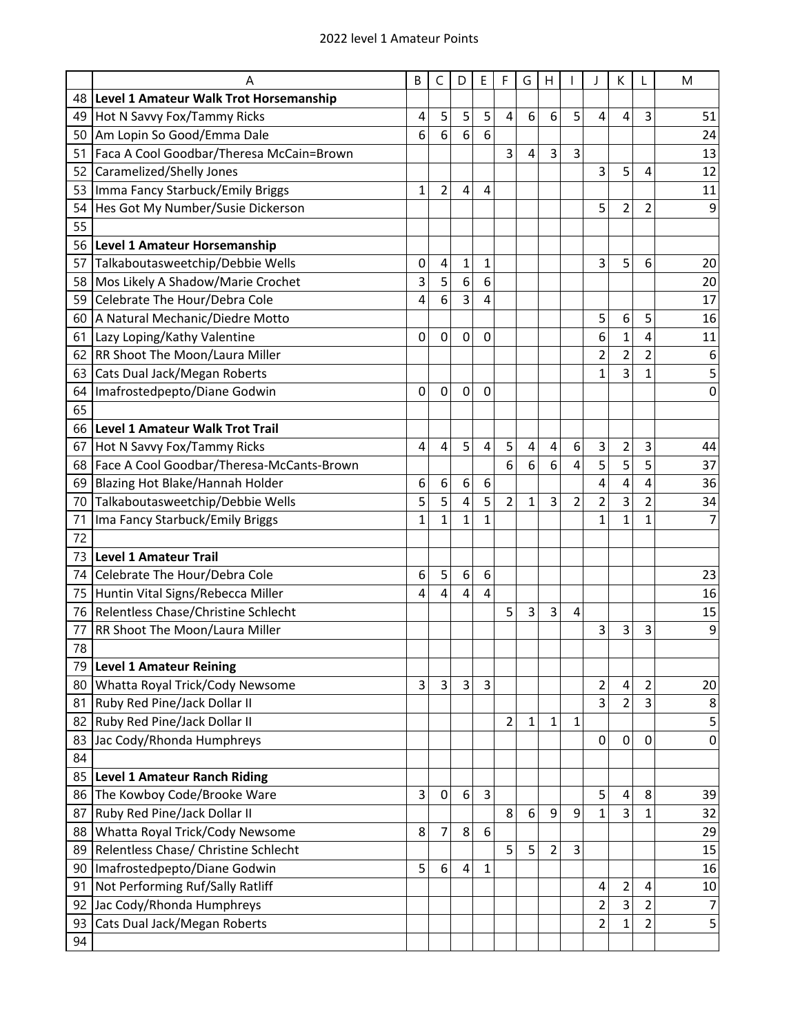2022 level 1 Amateur Points

| | A | B | C | D | E | F | G | H | I | J | K | L | M |
|---|---|---|---|---|---|---|---|---|---|---|---|---|---|
| 48 | **Level 1 Amateur Walk Trot Horsemanship** | | | | | | | | | | | | |
| 49 | Hot N Savvy Fox/Tammy Ricks | 4 | 5 | 5 | 5 | 4 | 6 | 6 | 5 | 4 | 4 | 3 | 51 |
| 50 | Am Lopin So Good/Emma Dale | 6 | 6 | 6 | 6 | | | | | | | | 24 |
| 51 | Faca A Cool Goodbar/Theresa McCain=Brown | | | | | 3 | 4 | 3 | 3 | | | | 13 |
| 52 | Caramelized/Shelly Jones | | | | | | | | | 3 | 5 | 4 | 12 |
| 53 | Imma Fancy Starbuck/Emily Briggs | 1 | 2 | 4 | 4 | | | | | | | | 11 |
| 54 | Hes Got My Number/Susie Dickerson | | | | | | | | | 5 | 2 | 2 | 9 |
| 55 | | | | | | | | | | | | | |
| 56 | **Level 1 Amateur Horsemanship** | | | | | | | | | | | | |
| 57 | Talkaboutasweetchip/Debbie Wells | 0 | 4 | 1 | 1 | | | | | 3 | 5 | 6 | 20 |
| 58 | Mos Likely A Shadow/Marie Crochet | 3 | 5 | 6 | 6 | | | | | | | | 20 |
| 59 | Celebrate The Hour/Debra Cole | 4 | 6 | 3 | 4 | | | | | | | | 17 |
| 60 | A Natural Mechanic/Diedre Motto | | | | | | | | | 5 | 6 | 5 | 16 |
| 61 | Lazy Loping/Kathy Valentine | 0 | 0 | 0 | 0 | | | | | 6 | 1 | 4 | 11 |
| 62 | RR Shoot The Moon/Laura Miller | | | | | | | | | 2 | 2 | 2 | 6 |
| 63 | Cats Dual Jack/Megan Roberts | | | | | | | | | 1 | 3 | 1 | 5 |
| 64 | Imafrostedpepto/Diane Godwin | 0 | 0 | 0 | 0 | | | | | | | | 0 |
| 65 | | | | | | | | | | | | | |
| 66 | **Level 1 Amateur Walk Trot Trail** | | | | | | | | | | | | |
| 67 | Hot N Savvy Fox/Tammy Ricks | 4 | 4 | 5 | 4 | 5 | 4 | 4 | 6 | 3 | 2 | 3 | 44 |
| 68 | Face A Cool Goodbar/Theresa-McCants-Brown | | | | | 6 | 6 | 6 | 4 | 5 | 5 | 5 | 37 |
| 69 | Blazing Hot Blake/Hannah Holder | 6 | 6 | 6 | 6 | | | | | 4 | 4 | 4 | 36 |
| 70 | Talkaboutasweetchip/Debbie Wells | 5 | 5 | 4 | 5 | 2 | 1 | 3 | 2 | 2 | 3 | 2 | 34 |
| 71 | Ima Fancy Starbuck/Emily Briggs | 1 | 1 | 1 | 1 | | | | | 1 | 1 | 1 | 7 |
| 72 | | | | | | | | | | | | | |
| 73 | **Level 1 Amateur Trail** | | | | | | | | | | | | |
| 74 | Celebrate The Hour/Debra Cole | 6 | 5 | 6 | 6 | | | | | | | | 23 |
| 75 | Huntin Vital Signs/Rebecca Miller | 4 | 4 | 4 | 4 | | | | | | | | 16 |
| 76 | Relentless Chase/Christine Schlecht | | | | | 5 | 3 | 3 | 4 | | | | 15 |
| 77 | RR Shoot The Moon/Laura Miller | | | | | | | | | 3 | 3 | 3 | 9 |
| 78 | | | | | | | | | | | | | |
| 79 | **Level 1 Amateur Reining** | | | | | | | | | | | | |
| 80 | Whatta Royal Trick/Cody Newsome | 3 | 3 | 3 | 3 | | | | | 2 | 4 | 2 | 20 |
| 81 | Ruby Red Pine/Jack Dollar II | | | | | | | | | 3 | 2 | 3 | 8 |
| 82 | Ruby Red Pine/Jack Dollar II | | | | | 2 | 1 | 1 | 1 | | | | 5 |
| 83 | Jac Cody/Rhonda Humphreys | | | | | | | | | 0 | 0 | 0 | 0 |
| 84 | | | | | | | | | | | | | |
| 85 | **Level 1 Amateur Ranch Riding** | | | | | | | | | | | | |
| 86 | The Kowboy Code/Brooke Ware | 3 | 0 | 6 | 3 | | | | | 5 | 4 | 8 | 39 |
| 87 | Ruby Red Pine/Jack Dollar II | | | | | 8 | 6 | 9 | 9 | 1 | 3 | 1 | 32 |
| 88 | Whatta Royal Trick/Cody Newsome | 8 | 7 | 8 | 6 | | | | | | | | 29 |
| 89 | Relentless Chase/ Christine Schlecht | | | | | 5 | 5 | 2 | 3 | | | | 15 |
| 90 | Imafrostedpepto/Diane Godwin | 5 | 6 | 4 | 1 | | | | | | | | 16 |
| 91 | Not Performing Ruf/Sally Ratliff | | | | | | | | | 4 | 2 | 4 | 10 |
| 92 | Jac Cody/Rhonda Humphreys | | | | | | | | | 2 | 3 | 2 | 7 |
| 93 | Cats Dual Jack/Megan Roberts | | | | | | | | | 2 | 1 | 2 | 5 |
| 94 | | | | | | | | | | | | | |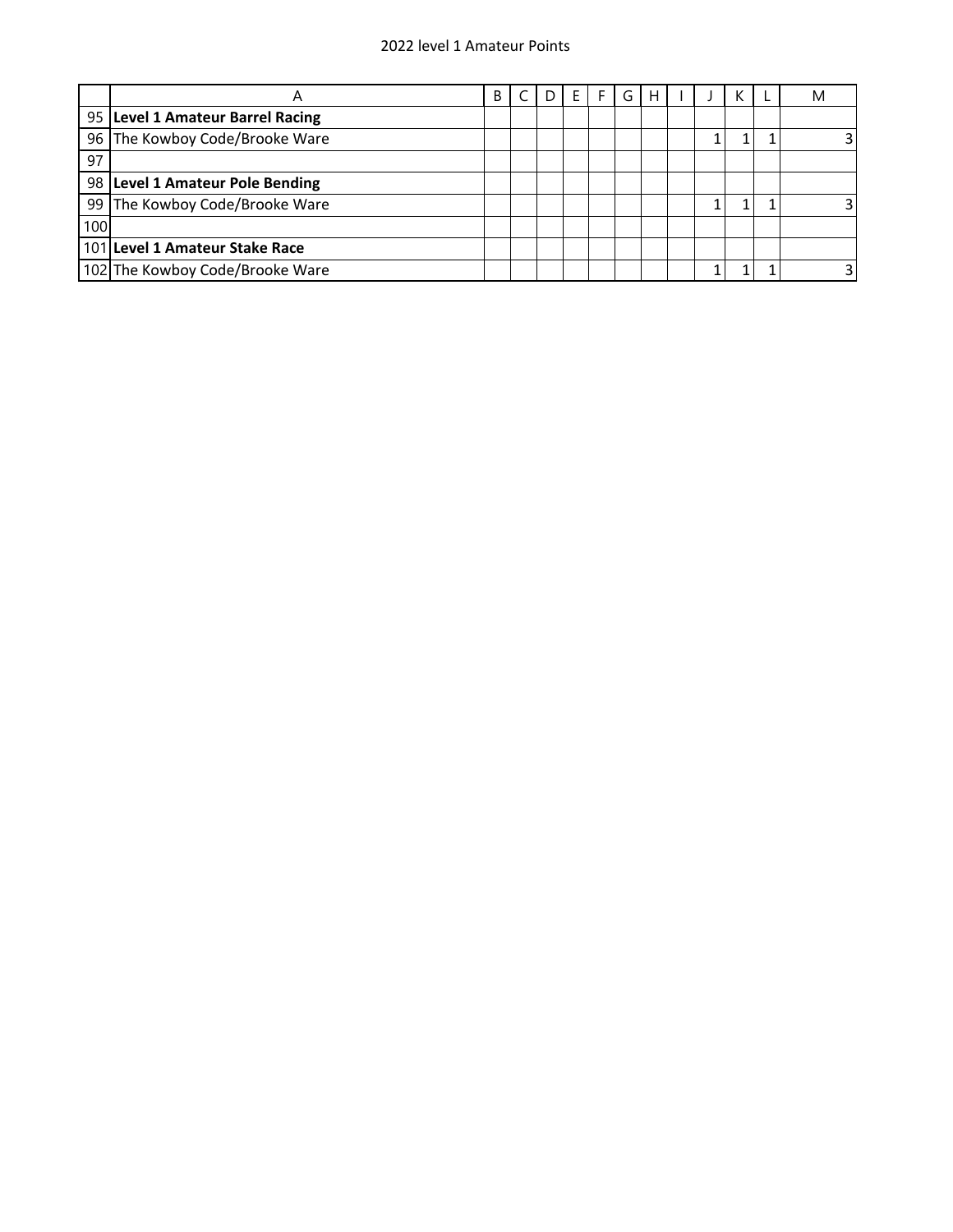2022 level 1 Amateur Points

| | A | B | C | D | E | F | G | H | I | J | K | L | M |
|---|---|---|---|---|---|---|---|---|---|---|---|---|---|
| 95 | **Level 1 Amateur Barrel Racing** | | | | | | | | | | | | |
| 96 | The Kowboy Code/Brooke Ware | | | | | | | | | 1 | 1 | 1 | 3 |
| 97 | | | | | | | | | | | | | |
| 98 | **Level 1 Amateur Pole Bending** | | | | | | | | | | | | |
| 99 | The Kowboy Code/Brooke Ware | | | | | | | | | 1 | 1 | 1 | 3 |
| 100 | | | | | | | | | | | | | |
| 101 | **Level 1 Amateur Stake Race** | | | | | | | | | | | | |
| 102 | The Kowboy Code/Brooke Ware | | | | | | | | | 1 | 1 | 1 | 3 |